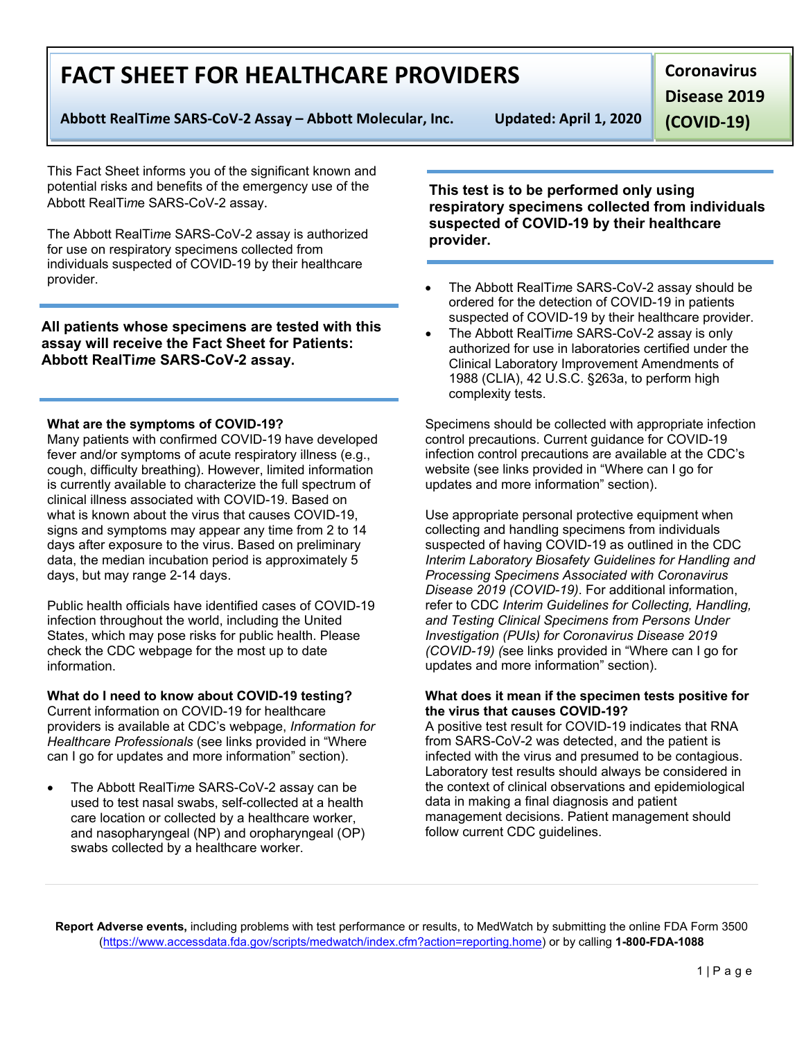# FACT SHEET FOR HEALTHCARE PROVIDERS

**Abbott RealTi*me* SARS-CoV-2 Assay – Abbott Molecular, Inc.** **Updated: April 1, 2020**

**Coronavirus Disease 2019 (COVID-19)**

This Fact Sheet informs you of the significant known and potential risks and benefits of the emergency use of the Abbott RealTi*me* SARS-CoV-2 assay.

The Abbott RealTi*me* SARS-CoV-2 assay is authorized for use on respiratory specimens collected from individuals suspected of COVID-19 by their healthcare provider.

**All patients whose specimens are tested with this assay will receive the Fact Sheet for Patients: Abbott RealTi*me* SARS-CoV-2 assay.**

### What are the symptoms of COVID-19?

Many patients with confirmed COVID-19 have developed fever and/or symptoms of acute respiratory illness (e.g., cough, difficulty breathing). However, limited information is currently available to characterize the full spectrum of clinical illness associated with COVID-19. Based on what is known about the virus that causes COVID-19, signs and symptoms may appear any time from 2 to 14 days after exposure to the virus. Based on preliminary data, the median incubation period is approximately 5 days, but may range 2-14 days.

Public health officials have identified cases of COVID-19 infection throughout the world, including the United States, which may pose risks for public health. Please check the CDC webpage for the most up to date information.

### What do I need to know about COVID-19 testing?

Current information on COVID-19 for healthcare providers is available at CDC's webpage, *Information for Healthcare Professionals* (see links provided in "Where can I go for updates and more information" section).

- The Abbott RealTi*me* SARS-CoV-2 assay can be used to test nasal swabs, self-collected at a health care location or collected by a healthcare worker, and nasopharyngeal (NP) and oropharyngeal (OP) swabs collected by a healthcare worker.

**This test is to be performed only using respiratory specimens collected from individuals suspected of COVID-19 by their healthcare provider.**

- The Abbott RealTi*me* SARS-CoV-2 assay should be ordered for the detection of COVID-19 in patients suspected of COVID-19 by their healthcare provider.
- The Abbott RealTi*me* SARS-CoV-2 assay is only authorized for use in laboratories certified under the Clinical Laboratory Improvement Amendments of 1988 (CLIA), 42 U.S.C. §263a, to perform high complexity tests.

Specimens should be collected with appropriate infection control precautions. Current guidance for COVID-19 infection control precautions are available at the CDC's website (see links provided in "Where can I go for updates and more information" section).

Use appropriate personal protective equipment when collecting and handling specimens from individuals suspected of having COVID-19 as outlined in the CDC *Interim Laboratory Biosafety Guidelines for Handling and Processing Specimens Associated with Coronavirus Disease 2019 (COVID-19)*. For additional information, refer to CDC *Interim Guidelines for Collecting, Handling, and Testing Clinical Specimens from Persons Under Investigation (PUIs) for Coronavirus Disease 2019 (COVID-19) (*see links provided in "Where can I go for updates and more information" section).

### What does it mean if the specimen tests positive for the virus that causes COVID-19?

A positive test result for COVID-19 indicates that RNA from SARS-CoV-2 was detected, and the patient is infected with the virus and presumed to be contagious. Laboratory test results should always be considered in the context of clinical observations and epidemiological data in making a final diagnosis and patient management decisions. Patient management should follow current CDC guidelines.

**Report Adverse events,** including problems with test performance or results, to MedWatch by submitting the online FDA Form 3500 (https://www.accessdata.fda.gov/scripts/medwatch/index.cfm?action=reporting.home) or by calling **1-800-FDA-1088**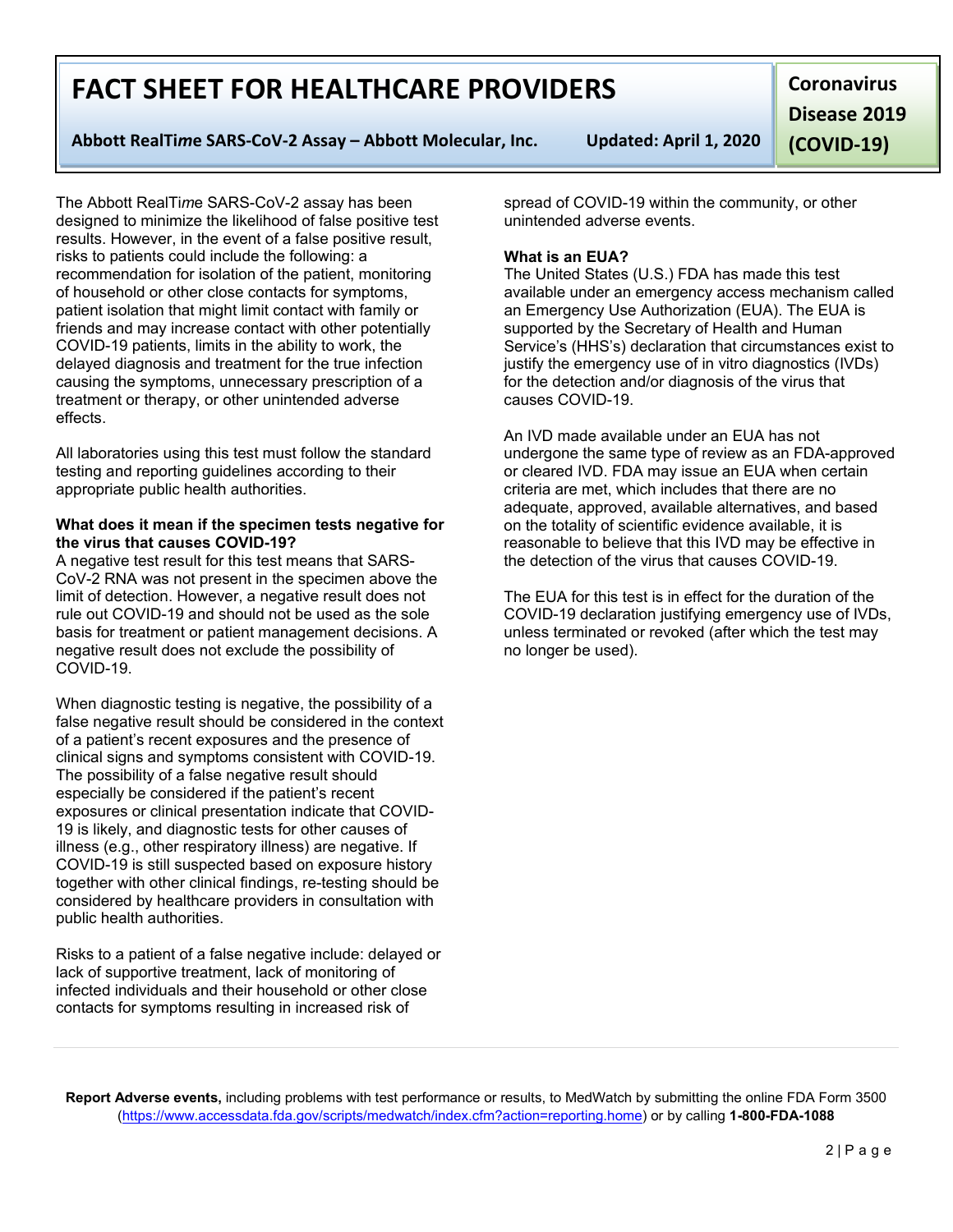The Abbott RealTi*me* SARS-CoV-2 assay has been designed to minimize the likelihood of false positive test results. However, in the event of a false positive result, risks to patients could include the following: a recommendation for isolation of the patient, monitoring of household or other close contacts for symptoms, patient isolation that might limit contact with family or friends and may increase contact with other potentially COVID-19 patients, limits in the ability to work, the delayed diagnosis and treatment for the true infection causing the symptoms, unnecessary prescription of a treatment or therapy, or other unintended adverse effects.

All laboratories using this test must follow the standard testing and reporting guidelines according to their appropriate public health authorities.

**What does it mean if the specimen tests negative for the virus that causes COVID-19?**

A negative test result for this test means that SARS-CoV-2 RNA was not present in the specimen above the limit of detection. However, a negative result does not rule out COVID-19 and should not be used as the sole basis for treatment or patient management decisions. A negative result does not exclude the possibility of COVID-19.

When diagnostic testing is negative, the possibility of a false negative result should be considered in the context of a patient's recent exposures and the presence of clinical signs and symptoms consistent with COVID-19. The possibility of a false negative result should especially be considered if the patient's recent exposures or clinical presentation indicate that COVID-19 is likely, and diagnostic tests for other causes of illness (e.g., other respiratory illness) are negative. If COVID-19 is still suspected based on exposure history together with other clinical findings, re-testing should be considered by healthcare providers in consultation with public health authorities.

Risks to a patient of a false negative include: delayed or lack of supportive treatment, lack of monitoring of infected individuals and their household or other close contacts for symptoms resulting in increased risk of spread of COVID-19 within the community, or other unintended adverse events.

**What is an EUA?**

The United States (U.S.) FDA has made this test available under an emergency access mechanism called an Emergency Use Authorization (EUA). The EUA is supported by the Secretary of Health and Human Service's (HHS's) declaration that circumstances exist to justify the emergency use of in vitro diagnostics (IVDs) for the detection and/or diagnosis of the virus that causes COVID-19.

An IVD made available under an EUA has not undergone the same type of review as an FDA-approved or cleared IVD. FDA may issue an EUA when certain criteria are met, which includes that there are no adequate, approved, available alternatives, and based on the totality of scientific evidence available, it is reasonable to believe that this IVD may be effective in the detection of the virus that causes COVID-19.

The EUA for this test is in effect for the duration of the COVID-19 declaration justifying emergency use of IVDs, unless terminated or revoked (after which the test may no longer be used).

**Report Adverse events,** including problems with test performance or results, to MedWatch by submitting the online FDA Form 3500 (https://www.accessdata.fda.gov/scripts/medwatch/index.cfm?action=reporting.home) or by calling **1-800-FDA-1088**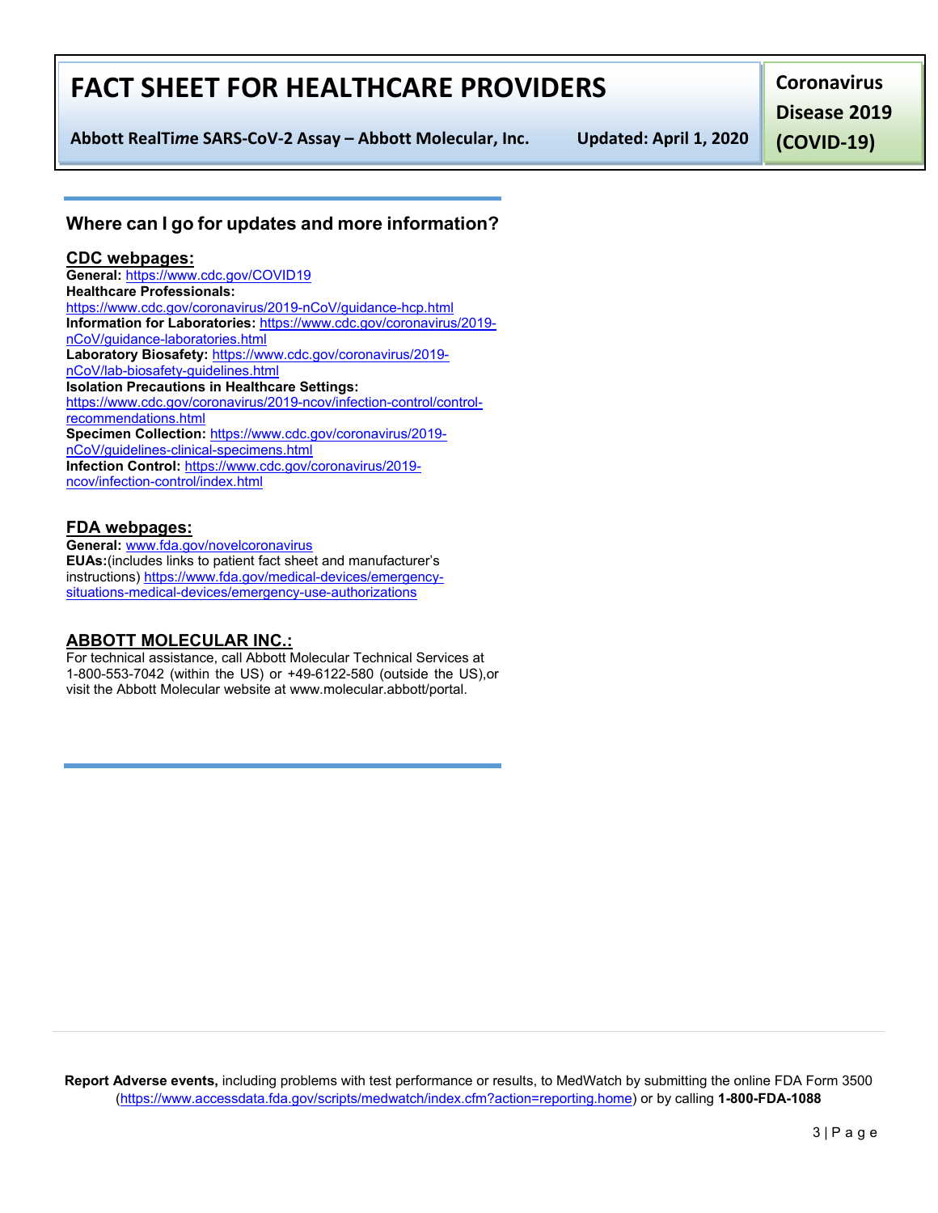## Where can I go for updates and more information?

### CDC webpages:

**General:** https://www.cdc.gov/COVID19
**Healthcare Professionals:**
https://www.cdc.gov/coronavirus/2019-nCoV/guidance-hcp.html
**Information for Laboratories:** https://www.cdc.gov/coronavirus/2019-nCoV/guidance-laboratories.html
**Laboratory Biosafety:** https://www.cdc.gov/coronavirus/2019-nCoV/lab-biosafety-guidelines.html
**Isolation Precautions in Healthcare Settings:**
https://www.cdc.gov/coronavirus/2019-ncov/infection-control/control-recommendations.html
**Specimen Collection:** https://www.cdc.gov/coronavirus/2019-nCoV/guidelines-clinical-specimens.html
**Infection Control:** https://www.cdc.gov/coronavirus/2019-ncov/infection-control/index.html

### FDA webpages:

**General:** www.fda.gov/novelcoronavirus
**EUAs:**(includes links to patient fact sheet and manufacturer's instructions) https://www.fda.gov/medical-devices/emergency-situations-medical-devices/emergency-use-authorizations

### ABBOTT MOLECULAR INC.:

For technical assistance, call Abbott Molecular Technical Services at 1-800-553-7042 (within the US) or +49-6122-580 (outside the US),or visit the Abbott Molecular website at www.molecular.abbott/portal.

**Report Adverse events,** including problems with test performance or results, to MedWatch by submitting the online FDA Form 3500 (https://www.accessdata.fda.gov/scripts/medwatch/index.cfm?action=reporting.home) or by calling **1-800-FDA-1088**